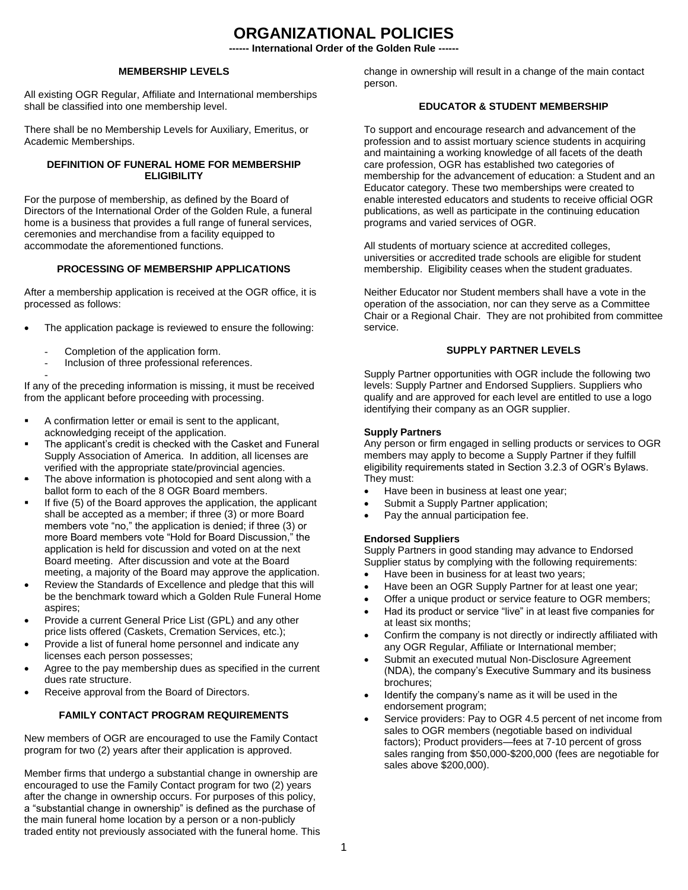# ORGANIZATIONAL POLICIES

**------ International Order of the Golden Rule ------**

## MEMBERSHIP LEVELS

All existing OGR Regular, Affiliate and International memberships shall be classified into one membership level.

There shall be no Membership Levels for Auxiliary, Emeritus, or Academic Memberships.

## DEFINITION OF FUNERAL HOME FOR MEMBERSHIP ELIGIBILITY

For the purpose of membership, as defined by the Board of Directors of the International Order of the Golden Rule, a funeral home is a business that provides a full range of funeral services, ceremonies and merchandise from a facility equipped to accommodate the aforementioned functions.

## PROCESSING OF MEMBERSHIP APPLICATIONS

After a membership application is received at the OGR office, it is processed as follows:

- The application package is reviewed to ensure the following:
  - Completion of the application form.
  - Inclusion of three professional references.

If any of the preceding information is missing, it must be received from the applicant before proceeding with processing.

- A confirmation letter or email is sent to the applicant, acknowledging receipt of the application.
- The applicant's credit is checked with the Casket and Funeral Supply Association of America. In addition, all licenses are verified with the appropriate state/provincial agencies.
- The above information is photocopied and sent along with a ballot form to each of the 8 OGR Board members.
- If five (5) of the Board approves the application, the applicant shall be accepted as a member; if three (3) or more Board members vote "no," the application is denied; if three (3) or more Board members vote "Hold for Board Discussion," the application is held for discussion and voted on at the next Board meeting. After discussion and vote at the Board meeting, a majority of the Board may approve the application.
- Review the Standards of Excellence and pledge that this will be the benchmark toward which a Golden Rule Funeral Home aspires;
- Provide a current General Price List (GPL) and any other price lists offered (Caskets, Cremation Services, etc.);
- Provide a list of funeral home personnel and indicate any licenses each person possesses;
- Agree to the pay membership dues as specified in the current dues rate structure.
- Receive approval from the Board of Directors.

## FAMILY CONTACT PROGRAM REQUIREMENTS

New members of OGR are encouraged to use the Family Contact program for two (2) years after their application is approved.

Member firms that undergo a substantial change in ownership are encouraged to use the Family Contact program for two (2) years after the change in ownership occurs. For purposes of this policy, a "substantial change in ownership" is defined as the purchase of the main funeral home location by a person or a non-publicly traded entity not previously associated with the funeral home. This change in ownership will result in a change of the main contact person.

## EDUCATOR & STUDENT MEMBERSHIP

To support and encourage research and advancement of the profession and to assist mortuary science students in acquiring and maintaining a working knowledge of all facets of the death care profession, OGR has established two categories of membership for the advancement of education: a Student and an Educator category. These two memberships were created to enable interested educators and students to receive official OGR publications, as well as participate in the continuing education programs and varied services of OGR.

All students of mortuary science at accredited colleges, universities or accredited trade schools are eligible for student membership. Eligibility ceases when the student graduates.

Neither Educator nor Student members shall have a vote in the operation of the association, nor can they serve as a Committee Chair or a Regional Chair. They are not prohibited from committee service.

## SUPPLY PARTNER LEVELS

Supply Partner opportunities with OGR include the following two levels: Supply Partner and Endorsed Suppliers. Suppliers who qualify and are approved for each level are entitled to use a logo identifying their company as an OGR supplier.

**Supply Partners**

Any person or firm engaged in selling products or services to OGR members may apply to become a Supply Partner if they fulfill eligibility requirements stated in Section 3.2.3 of OGR's Bylaws. They must:

- Have been in business at least one year;
- Submit a Supply Partner application;
- Pay the annual participation fee.

**Endorsed Suppliers**

Supply Partners in good standing may advance to Endorsed Supplier status by complying with the following requirements:

- Have been in business for at least two years;
- Have been an OGR Supply Partner for at least one year;
- Offer a unique product or service feature to OGR members;
- Had its product or service "live" in at least five companies for at least six months;
- Confirm the company is not directly or indirectly affiliated with any OGR Regular, Affiliate or International member;
- Submit an executed mutual Non-Disclosure Agreement (NDA), the company's Executive Summary and its business brochures;
- Identify the company's name as it will be used in the endorsement program;
- Service providers: Pay to OGR 4.5 percent of net income from sales to OGR members (negotiable based on individual factors); Product providers—fees at 7-10 percent of gross sales ranging from $50,000-$200,000 (fees are negotiable for sales above $200,000).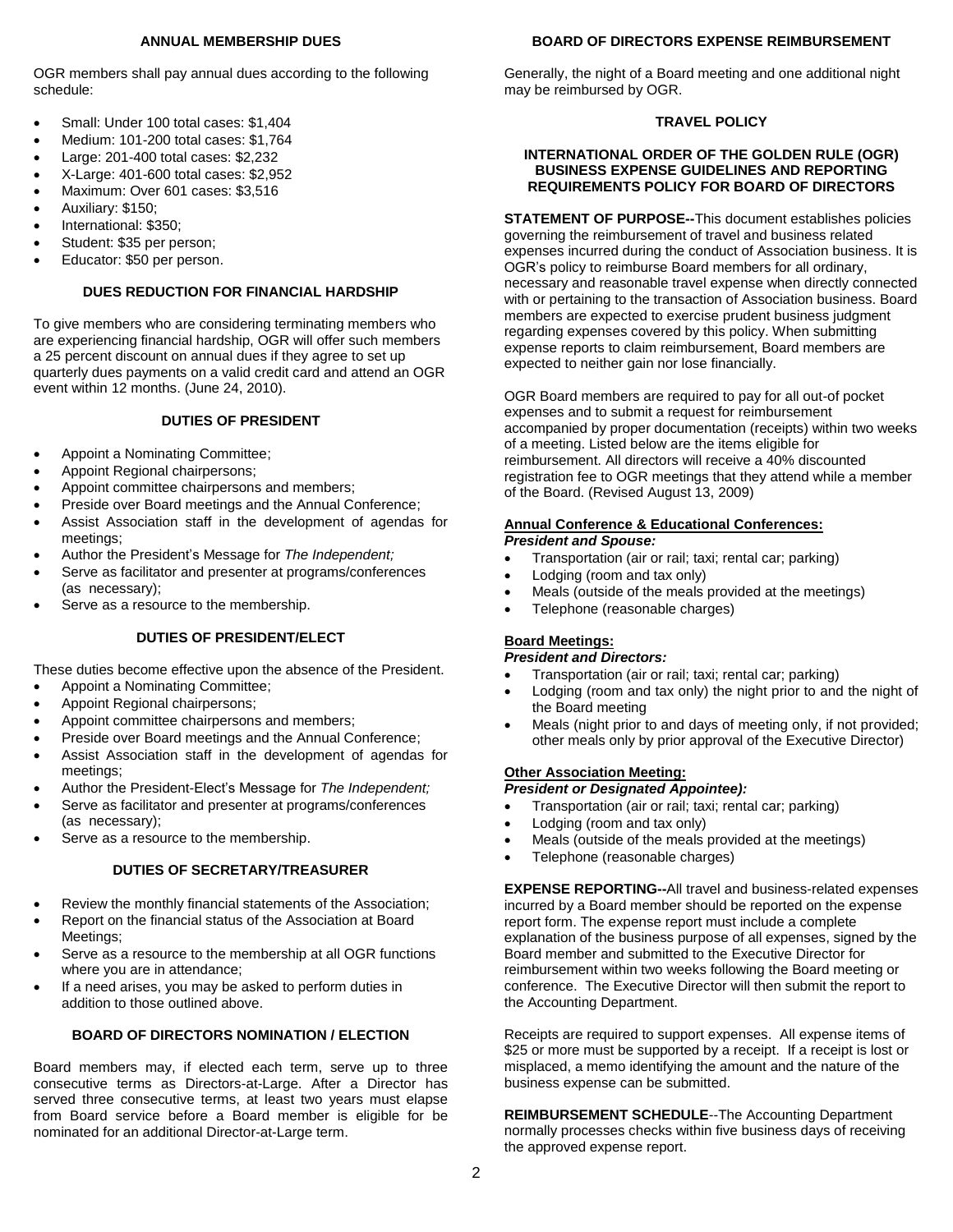## ANNUAL MEMBERSHIP DUES

OGR members shall pay annual dues according to the following schedule:

- Small: Under 100 total cases: $1,404
- Medium: 101-200 total cases: $1,764
- Large: 201-400 total cases: $2,232
- X-Large: 401-600 total cases: $2,952
- Maximum: Over 601 cases: $3,516
- Auxiliary: $150;
- International: $350;
- Student: $35 per person;
- Educator: $50 per person.

## DUES REDUCTION FOR FINANCIAL HARDSHIP

To give members who are considering terminating members who are experiencing financial hardship, OGR will offer such members a 25 percent discount on annual dues if they agree to set up quarterly dues payments on a valid credit card and attend an OGR event within 12 months. (June 24, 2010).

## DUTIES OF PRESIDENT

- Appoint a Nominating Committee;
- Appoint Regional chairpersons;
- Appoint committee chairpersons and members;
- Preside over Board meetings and the Annual Conference;
- Assist Association staff in the development of agendas for meetings;
- Author the President's Message for *The Independent;*
- Serve as facilitator and presenter at programs/conferences (as necessary);
- Serve as a resource to the membership.

## DUTIES OF PRESIDENT/ELECT

These duties become effective upon the absence of the President.

- Appoint a Nominating Committee;
- Appoint Regional chairpersons;
- Appoint committee chairpersons and members;
- Preside over Board meetings and the Annual Conference;
- Assist Association staff in the development of agendas for meetings;
- Author the President-Elect's Message for *The Independent;*
- Serve as facilitator and presenter at programs/conferences (as necessary);
- Serve as a resource to the membership.

## DUTIES OF SECRETARY/TREASURER

- Review the monthly financial statements of the Association;
- Report on the financial status of the Association at Board Meetings;
- Serve as a resource to the membership at all OGR functions where you are in attendance;
- If a need arises, you may be asked to perform duties in addition to those outlined above.

## BOARD OF DIRECTORS NOMINATION / ELECTION

Board members may, if elected each term, serve up to three consecutive terms as Directors-at-Large. After a Director has served three consecutive terms, at least two years must elapse from Board service before a Board member is eligible for be nominated for an additional Director-at-Large term.

## BOARD OF DIRECTORS EXPENSE REIMBURSEMENT

Generally, the night of a Board meeting and one additional night may be reimbursed by OGR.

## TRAVEL POLICY

### INTERNATIONAL ORDER OF THE GOLDEN RULE (OGR) BUSINESS EXPENSE GUIDELINES AND REPORTING REQUIREMENTS POLICY FOR BOARD OF DIRECTORS

**STATEMENT OF PURPOSE--**This document establishes policies governing the reimbursement of travel and business related expenses incurred during the conduct of Association business. It is OGR's policy to reimburse Board members for all ordinary, necessary and reasonable travel expense when directly connected with or pertaining to the transaction of Association business. Board members are expected to exercise prudent business judgment regarding expenses covered by this policy. When submitting expense reports to claim reimbursement, Board members are expected to neither gain nor lose financially.

OGR Board members are required to pay for all out-of pocket expenses and to submit a request for reimbursement accompanied by proper documentation (receipts) within two weeks of a meeting. Listed below are the items eligible for reimbursement. All directors will receive a 40% discounted registration fee to OGR meetings that they attend while a member of the Board. (Revised August 13, 2009)

**Annual Conference & Educational Conferences:**

***President and Spouse:***

- Transportation (air or rail; taxi; rental car; parking)
- Lodging (room and tax only)
- Meals (outside of the meals provided at the meetings)
- Telephone (reasonable charges)

**Board Meetings:**

***President and Directors:***

- Transportation (air or rail; taxi; rental car; parking)
- Lodging (room and tax only) the night prior to and the night of the Board meeting
- Meals (night prior to and days of meeting only, if not provided; other meals only by prior approval of the Executive Director)

**Other Association Meeting:**

***President or Designated Appointee):***

- Transportation (air or rail; taxi; rental car; parking)
- Lodging (room and tax only)
- Meals (outside of the meals provided at the meetings)
- Telephone (reasonable charges)

**EXPENSE REPORTING--**All travel and business-related expenses incurred by a Board member should be reported on the expense report form. The expense report must include a complete explanation of the business purpose of all expenses, signed by the Board member and submitted to the Executive Director for reimbursement within two weeks following the Board meeting or conference. The Executive Director will then submit the report to the Accounting Department.

Receipts are required to support expenses. All expense items of $25 or more must be supported by a receipt. If a receipt is lost or misplaced, a memo identifying the amount and the nature of the business expense can be submitted.

**REIMBURSEMENT SCHEDULE**--The Accounting Department normally processes checks within five business days of receiving the approved expense report.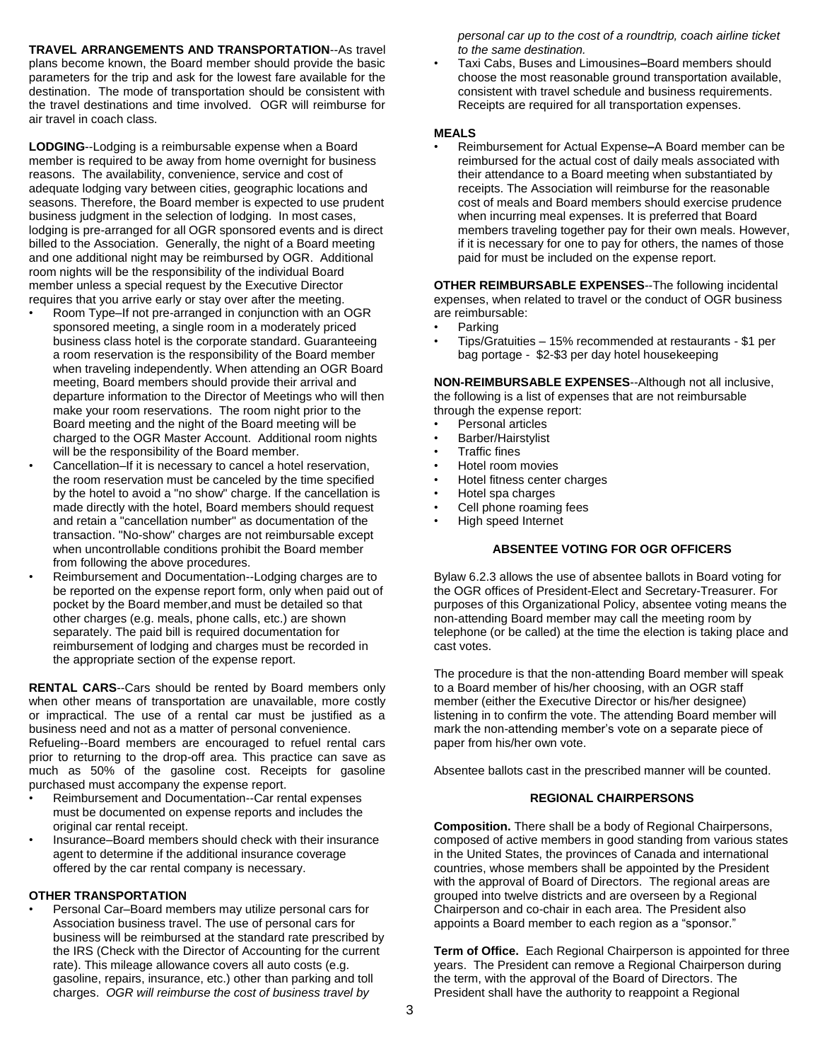**TRAVEL ARRANGEMENTS AND TRANSPORTATION**--As travel plans become known, the Board member should provide the basic parameters for the trip and ask for the lowest fare available for the destination. The mode of transportation should be consistent with the travel destinations and time involved. OGR will reimburse for air travel in coach class.

**LODGING**--Lodging is a reimbursable expense when a Board member is required to be away from home overnight for business reasons. The availability, convenience, service and cost of adequate lodging vary between cities, geographic locations and seasons. Therefore, the Board member is expected to use prudent business judgment in the selection of lodging. In most cases, lodging is pre-arranged for all OGR sponsored events and is direct billed to the Association. Generally, the night of a Board meeting and one additional night may be reimbursed by OGR. Additional room nights will be the responsibility of the individual Board member unless a special request by the Executive Director requires that you arrive early or stay over after the meeting.

- Room Type–If not pre-arranged in conjunction with an OGR sponsored meeting, a single room in a moderately priced business class hotel is the corporate standard. Guaranteeing a room reservation is the responsibility of the Board member when traveling independently. When attending an OGR Board meeting, Board members should provide their arrival and departure information to the Director of Meetings who will then make your room reservations. The room night prior to the Board meeting and the night of the Board meeting will be charged to the OGR Master Account. Additional room nights will be the responsibility of the Board member.
- Cancellation–If it is necessary to cancel a hotel reservation, the room reservation must be canceled by the time specified by the hotel to avoid a "no show" charge. If the cancellation is made directly with the hotel, Board members should request and retain a "cancellation number" as documentation of the transaction. "No-show" charges are not reimbursable except when uncontrollable conditions prohibit the Board member from following the above procedures.
- Reimbursement and Documentation--Lodging charges are to be reported on the expense report form, only when paid out of pocket by the Board member,and must be detailed so that other charges (e.g. meals, phone calls, etc.) are shown separately. The paid bill is required documentation for reimbursement of lodging and charges must be recorded in the appropriate section of the expense report.

**RENTAL CARS**--Cars should be rented by Board members only when other means of transportation are unavailable, more costly or impractical. The use of a rental car must be justified as a business need and not as a matter of personal convenience. Refueling--Board members are encouraged to refuel rental cars prior to returning to the drop-off area. This practice can save as much as 50% of the gasoline cost. Receipts for gasoline purchased must accompany the expense report.

- Reimbursement and Documentation--Car rental expenses must be documented on expense reports and includes the original car rental receipt.
- Insurance–Board members should check with their insurance agent to determine if the additional insurance coverage offered by the car rental company is necessary.

**OTHER TRANSPORTATION**

- Personal Car–Board members may utilize personal cars for Association business travel. The use of personal cars for business will be reimbursed at the standard rate prescribed by the IRS (Check with the Director of Accounting for the current rate). This mileage allowance covers all auto costs (e.g. gasoline, repairs, insurance, etc.) other than parking and toll charges. *OGR will reimburse the cost of business travel by personal car up to the cost of a roundtrip, coach airline ticket to the same destination.*
- Taxi Cabs, Buses and Limousines–Board members should choose the most reasonable ground transportation available, consistent with travel schedule and business requirements. Receipts are required for all transportation expenses.

**MEALS**

- Reimbursement for Actual Expense–A Board member can be reimbursed for the actual cost of daily meals associated with their attendance to a Board meeting when substantiated by receipts. The Association will reimburse for the reasonable cost of meals and Board members should exercise prudence when incurring meal expenses. It is preferred that Board members traveling together pay for their own meals. However, if it is necessary for one to pay for others, the names of those paid for must be included on the expense report.

**OTHER REIMBURSABLE EXPENSES**--The following incidental expenses, when related to travel or the conduct of OGR business are reimbursable:

- Parking
- Tips/Gratuities – 15% recommended at restaurants - $1 per bag portage - $2-$3 per day hotel housekeeping

**NON-REIMBURSABLE EXPENSES**--Although not all inclusive, the following is a list of expenses that are not reimbursable through the expense report:

- Personal articles
- Barber/Hairstylist
- Traffic fines
- Hotel room movies
- Hotel fitness center charges
- Hotel spa charges
- Cell phone roaming fees
- High speed Internet

## ABSENTEE VOTING FOR OGR OFFICERS

Bylaw 6.2.3 allows the use of absentee ballots in Board voting for the OGR offices of President-Elect and Secretary-Treasurer. For purposes of this Organizational Policy, absentee voting means the non-attending Board member may call the meeting room by telephone (or be called) at the time the election is taking place and cast votes.

The procedure is that the non-attending Board member will speak to a Board member of his/her choosing, with an OGR staff member (either the Executive Director or his/her designee) listening in to confirm the vote. The attending Board member will mark the non-attending member's vote on a separate piece of paper from his/her own vote.

Absentee ballots cast in the prescribed manner will be counted.

## REGIONAL CHAIRPERSONS

**Composition.** There shall be a body of Regional Chairpersons, composed of active members in good standing from various states in the United States, the provinces of Canada and international countries, whose members shall be appointed by the President with the approval of Board of Directors. The regional areas are grouped into twelve districts and are overseen by a Regional Chairperson and co-chair in each area. The President also appoints a Board member to each region as a "sponsor."

**Term of Office.** Each Regional Chairperson is appointed for three years. The President can remove a Regional Chairperson during the term, with the approval of the Board of Directors. The President shall have the authority to reappoint a Regional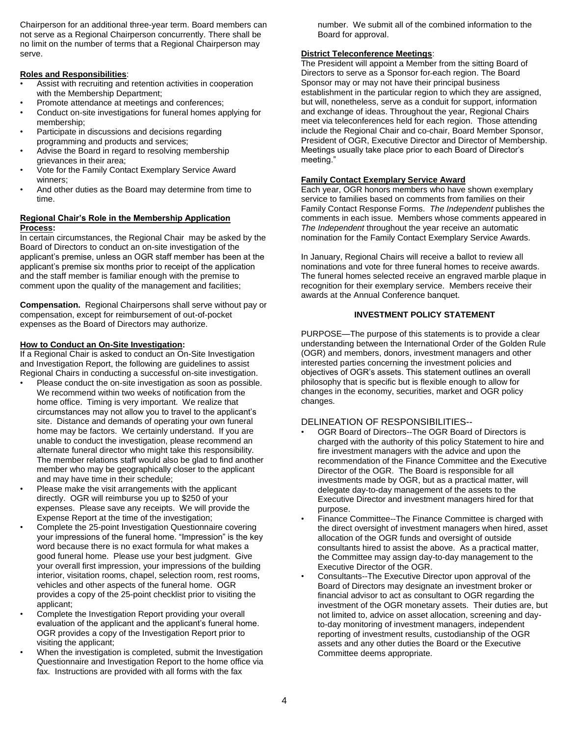Chairperson for an additional three-year term. Board members can not serve as a Regional Chairperson concurrently. There shall be no limit on the number of terms that a Regional Chairperson may serve.

**Roles and Responsibilities**:

- Assist with recruiting and retention activities in cooperation with the Membership Department;
- Promote attendance at meetings and conferences;
- Conduct on-site investigations for funeral homes applying for membership;
- Participate in discussions and decisions regarding programming and products and services;
- Advise the Board in regard to resolving membership grievances in their area;
- Vote for the Family Contact Exemplary Service Award winners;
- And other duties as the Board may determine from time to time.

**Regional Chair's Role in the Membership Application Process:**

In certain circumstances, the Regional Chair may be asked by the Board of Directors to conduct an on-site investigation of the applicant's premise, unless an OGR staff member has been at the applicant's premise six months prior to receipt of the application and the staff member is familiar enough with the premise to comment upon the quality of the management and facilities;

**Compensation.** Regional Chairpersons shall serve without pay or compensation, except for reimbursement of out-of-pocket expenses as the Board of Directors may authorize.

**How to Conduct an On-Site Investigation:**

If a Regional Chair is asked to conduct an On-Site Investigation and Investigation Report, the following are guidelines to assist Regional Chairs in conducting a successful on-site investigation.

- Please conduct the on-site investigation as soon as possible. We recommend within two weeks of notification from the home office. Timing is very important. We realize that circumstances may not allow you to travel to the applicant's site. Distance and demands of operating your own funeral home may be factors. We certainly understand. If you are unable to conduct the investigation, please recommend an alternate funeral director who might take this responsibility. The member relations staff would also be glad to find another member who may be geographically closer to the applicant and may have time in their schedule;
- Please make the visit arrangements with the applicant directly. OGR will reimburse you up to $250 of your expenses. Please save any receipts. We will provide the Expense Report at the time of the investigation;
- Complete the 25-point Investigation Questionnaire covering your impressions of the funeral home. "Impression" is the key word because there is no exact formula for what makes a good funeral home. Please use your best judgment. Give your overall first impression, your impressions of the building interior, visitation rooms, chapel, selection room, rest rooms, vehicles and other aspects of the funeral home. OGR provides a copy of the 25-point checklist prior to visiting the applicant;
- Complete the Investigation Report providing your overall evaluation of the applicant and the applicant's funeral home. OGR provides a copy of the Investigation Report prior to visiting the applicant;
- When the investigation is completed, submit the Investigation Questionnaire and Investigation Report to the home office via fax. Instructions are provided with all forms with the fax number. We submit all of the combined information to the Board for approval.

**District Teleconference Meetings**:

The President will appoint a Member from the sitting Board of Directors to serve as a Sponsor for each region. The Board Sponsor may or may not have their principal business establishment in the particular region to which they are assigned, but will, nonetheless, serve as a conduit for support, information and exchange of ideas. Throughout the year, Regional Chairs meet via teleconferences held for each region. Those attending include the Regional Chair and co-chair, Board Member Sponsor, President of OGR, Executive Director and Director of Membership. Meetings usually take place prior to each Board of Director's meeting."

**Family Contact Exemplary Service Award**

Each year, OGR honors members who have shown exemplary service to families based on comments from families on their Family Contact Response Forms. *The Independent* publishes the comments in each issue. Members whose comments appeared in *The Independent* throughout the year receive an automatic nomination for the Family Contact Exemplary Service Awards.

In January, Regional Chairs will receive a ballot to review all nominations and vote for three funeral homes to receive awards. The funeral homes selected receive an engraved marble plaque in recognition for their exemplary service. Members receive their awards at the Annual Conference banquet.

## INVESTMENT POLICY STATEMENT

PURPOSE—The purpose of this statements is to provide a clear understanding between the International Order of the Golden Rule (OGR) and members, donors, investment managers and other interested parties concerning the investment policies and objectives of OGR's assets. This statement outlines an overall philosophy that is specific but is flexible enough to allow for changes in the economy, securities, market and OGR policy changes.

DELINEATION OF RESPONSIBILITIES--

- OGR Board of Directors--The OGR Board of Directors is charged with the authority of this policy Statement to hire and fire investment managers with the advice and upon the recommendation of the Finance Committee and the Executive Director of the OGR. The Board is responsible for all investments made by OGR, but as a practical matter, will delegate day-to-day management of the assets to the Executive Director and investment managers hired for that purpose.
- Finance Committee--The Finance Committee is charged with the direct oversight of investment managers when hired, asset allocation of the OGR funds and oversight of outside consultants hired to assist the above. As a practical matter, the Committee may assign day-to-day management to the Executive Director of the OGR.
- Consultants--The Executive Director upon approval of the Board of Directors may designate an investment broker or financial advisor to act as consultant to OGR regarding the investment of the OGR monetary assets. Their duties are, but not limited to, advice on asset allocation, screening and day-to-day monitoring of investment managers, independent reporting of investment results, custodianship of the OGR assets and any other duties the Board or the Executive Committee deems appropriate.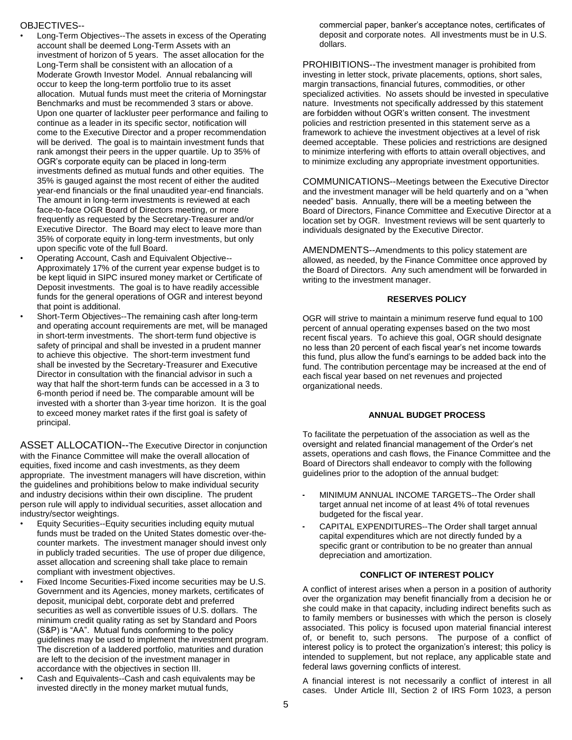OBJECTIVES--

- Long-Term Objectives--The assets in excess of the Operating account shall be deemed Long-Term Assets with an investment of horizon of 5 years. The asset allocation for the Long-Term shall be consistent with an allocation of a Moderate Growth Investor Model. Annual rebalancing will occur to keep the long-term portfolio true to its asset allocation. Mutual funds must meet the criteria of Morningstar Benchmarks and must be recommended 3 stars or above. Upon one quarter of lackluster peer performance and failing to continue as a leader in its specific sector, notification will come to the Executive Director and a proper recommendation will be derived. The goal is to maintain investment funds that rank amongst their peers in the upper quartile. Up to 35% of OGR's corporate equity can be placed in long-term investments defined as mutual funds and other equities. The 35% is gauged against the most recent of either the audited year-end financials or the final unaudited year-end financials. The amount in long-term investments is reviewed at each face-to-face OGR Board of Directors meeting, or more frequently as requested by the Secretary-Treasurer and/or Executive Director. The Board may elect to leave more than 35% of corporate equity in long-term investments, but only upon specific vote of the full Board.
- Operating Account, Cash and Equivalent Objective--Approximately 17% of the current year expense budget is to be kept liquid in SIPC insured money market or Certificate of Deposit investments. The goal is to have readily accessible funds for the general operations of OGR and interest beyond that point is additional.
- Short-Term Objectives--The remaining cash after long-term and operating account requirements are met, will be managed in short-term investments. The short-term fund objective is safety of principal and shall be invested in a prudent manner to achieve this objective. The short-term investment fund shall be invested by the Secretary-Treasurer and Executive Director in consultation with the financial advisor in such a way that half the short-term funds can be accessed in a 3 to 6-month period if need be. The comparable amount will be invested with a shorter than 3-year time horizon. It is the goal to exceed money market rates if the first goal is safety of principal.

ASSET ALLOCATION--The Executive Director in conjunction with the Finance Committee will make the overall allocation of equities, fixed income and cash investments, as they deem appropriate. The investment managers will have discretion, within the guidelines and prohibitions below to make individual security and industry decisions within their own discipline. The prudent person rule will apply to individual securities, asset allocation and industry/sector weightings.

- Equity Securities--Equity securities including equity mutual funds must be traded on the United States domestic over-the-counter markets. The investment manager should invest only in publicly traded securities. The use of proper due diligence, asset allocation and screening shall take place to remain compliant with investment objectives.
- Fixed Income Securities-Fixed income securities may be U.S. Government and its Agencies, money markets, certificates of deposit, municipal debt, corporate debt and preferred securities as well as convertible issues of U.S. dollars. The minimum credit quality rating as set by Standard and Poors (S&P) is "AA". Mutual funds conforming to the policy guidelines may be used to implement the investment program. The discretion of a laddered portfolio, maturities and duration are left to the decision of the investment manager in accordance with the objectives in section III.
- Cash and Equivalents--Cash and cash equivalents may be invested directly in the money market mutual funds, commercial paper, banker's acceptance notes, certificates of deposit and corporate notes. All investments must be in U.S. dollars.

PROHIBITIONS--The investment manager is prohibited from investing in letter stock, private placements, options, short sales, margin transactions, financial futures, commodities, or other specialized activities. No assets should be invested in speculative nature. Investments not specifically addressed by this statement are forbidden without OGR's written consent. The investment policies and restriction presented in this statement serve as a framework to achieve the investment objectives at a level of risk deemed acceptable. These policies and restrictions are designed to minimize interfering with efforts to attain overall objectives, and to minimize excluding any appropriate investment opportunities.

COMMUNICATIONS--Meetings between the Executive Director and the investment manager will be held quarterly and on a "when needed" basis. Annually, there will be a meeting between the Board of Directors, Finance Committee and Executive Director at a location set by OGR. Investment reviews will be sent quarterly to individuals designated by the Executive Director.

AMENDMENTS--Amendments to this policy statement are allowed, as needed, by the Finance Committee once approved by the Board of Directors. Any such amendment will be forwarded in writing to the investment manager.

### RESERVES POLICY

OGR will strive to maintain a minimum reserve fund equal to 100 percent of annual operating expenses based on the two most recent fiscal years. To achieve this goal, OGR should designate no less than 20 percent of each fiscal year's net income towards this fund, plus allow the fund's earnings to be added back into the fund. The contribution percentage may be increased at the end of each fiscal year based on net revenues and projected organizational needs.

### ANNUAL BUDGET PROCESS

To facilitate the perpetuation of the association as well as the oversight and related financial management of the Order's net assets, operations and cash flows, the Finance Committee and the Board of Directors shall endeavor to comply with the following guidelines prior to the adoption of the annual budget:

- MINIMUM ANNUAL INCOME TARGETS--The Order shall target annual net income of at least 4% of total revenues budgeted for the fiscal year.
- CAPITAL EXPENDITURES--The Order shall target annual capital expenditures which are not directly funded by a specific grant or contribution to be no greater than annual depreciation and amortization.

### CONFLICT OF INTEREST POLICY

A conflict of interest arises when a person in a position of authority over the organization may benefit financially from a decision he or she could make in that capacity, including indirect benefits such as to family members or businesses with which the person is closely associated. This policy is focused upon material financial interest of, or benefit to, such persons. The purpose of a conflict of interest policy is to protect the organization's interest; this policy is intended to supplement, but not replace, any applicable state and federal laws governing conflicts of interest.

A financial interest is not necessarily a conflict of interest in all cases. Under Article III, Section 2 of IRS Form 1023, a person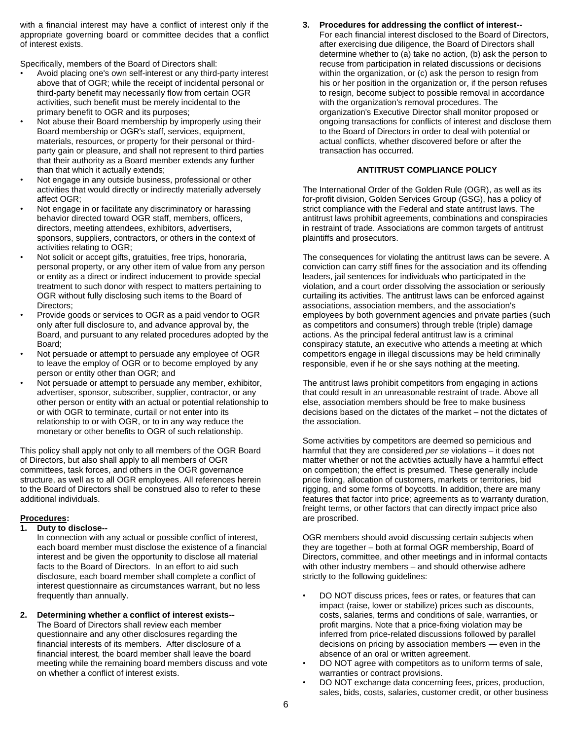with a financial interest may have a conflict of interest only if the appropriate governing board or committee decides that a conflict of interest exists.

Specifically, members of the Board of Directors shall:

- Avoid placing one's own self-interest or any third-party interest above that of OGR; while the receipt of incidental personal or third-party benefit may necessarily flow from certain OGR activities, such benefit must be merely incidental to the primary benefit to OGR and its purposes;
- Not abuse their Board membership by improperly using their Board membership or OGR's staff, services, equipment, materials, resources, or property for their personal or third-party gain or pleasure, and shall not represent to third parties that their authority as a Board member extends any further than that which it actually extends;
- Not engage in any outside business, professional or other activities that would directly or indirectly materially adversely affect OGR;
- Not engage in or facilitate any discriminatory or harassing behavior directed toward OGR staff, members, officers, directors, meeting attendees, exhibitors, advertisers, sponsors, suppliers, contractors, or others in the context of activities relating to OGR;
- Not solicit or accept gifts, gratuities, free trips, honoraria, personal property, or any other item of value from any person or entity as a direct or indirect inducement to provide special treatment to such donor with respect to matters pertaining to OGR without fully disclosing such items to the Board of Directors;
- Provide goods or services to OGR as a paid vendor to OGR only after full disclosure to, and advance approval by, the Board, and pursuant to any related procedures adopted by the Board;
- Not persuade or attempt to persuade any employee of OGR to leave the employ of OGR or to become employed by any person or entity other than OGR; and
- Not persuade or attempt to persuade any member, exhibitor, advertiser, sponsor, subscriber, supplier, contractor, or any other person or entity with an actual or potential relationship to or with OGR to terminate, curtail or not enter into its relationship to or with OGR, or to in any way reduce the monetary or other benefits to OGR of such relationship.

This policy shall apply not only to all members of the OGR Board of Directors, but also shall apply to all members of OGR committees, task forces, and others in the OGR governance structure, as well as to all OGR employees. All references herein to the Board of Directors shall be construed also to refer to these additional individuals.

**Procedures:**

1. **Duty to disclose--**
   In connection with any actual or possible conflict of interest, each board member must disclose the existence of a financial interest and be given the opportunity to disclose all material facts to the Board of Directors. In an effort to aid such disclosure, each board member shall complete a conflict of interest questionnaire as circumstances warrant, but no less frequently than annually.

2. **Determining whether a conflict of interest exists--**
   The Board of Directors shall review each member questionnaire and any other disclosures regarding the financial interests of its members. After disclosure of a financial interest, the board member shall leave the board meeting while the remaining board members discuss and vote on whether a conflict of interest exists.

3. **Procedures for addressing the conflict of interest--**
   For each financial interest disclosed to the Board of Directors, after exercising due diligence, the Board of Directors shall determine whether to (a) take no action, (b) ask the person to recuse from participation in related discussions or decisions within the organization, or (c) ask the person to resign from his or her position in the organization or, if the person refuses to resign, become subject to possible removal in accordance with the organization's removal procedures. The organization's Executive Director shall monitor proposed or ongoing transactions for conflicts of interest and disclose them to the Board of Directors in order to deal with potential or actual conflicts, whether discovered before or after the transaction has occurred.

## ANTITRUST COMPLIANCE POLICY

The International Order of the Golden Rule (OGR), as well as its for-profit division, Golden Services Group (GSG), has a policy of strict compliance with the Federal and state antitrust laws. The antitrust laws prohibit agreements, combinations and conspiracies in restraint of trade. Associations are common targets of antitrust plaintiffs and prosecutors.

The consequences for violating the antitrust laws can be severe. A conviction can carry stiff fines for the association and its offending leaders, jail sentences for individuals who participated in the violation, and a court order dissolving the association or seriously curtailing its activities. The antitrust laws can be enforced against associations, association members, and the association's employees by both government agencies and private parties (such as competitors and consumers) through treble (triple) damage actions. As the principal federal antitrust law is a criminal conspiracy statute, an executive who attends a meeting at which competitors engage in illegal discussions may be held criminally responsible, even if he or she says nothing at the meeting.

The antitrust laws prohibit competitors from engaging in actions that could result in an unreasonable restraint of trade. Above all else, association members should be free to make business decisions based on the dictates of the market – not the dictates of the association.

Some activities by competitors are deemed so pernicious and harmful that they are considered *per se* violations – it does not matter whether or not the activities actually have a harmful effect on competition; the effect is presumed. These generally include price fixing, allocation of customers, markets or territories, bid rigging, and some forms of boycotts. In addition, there are many features that factor into price; agreements as to warranty duration, freight terms, or other factors that can directly impact price also are proscribed.

OGR members should avoid discussing certain subjects when they are together – both at formal OGR membership, Board of Directors, committee, and other meetings and in informal contacts with other industry members – and should otherwise adhere strictly to the following guidelines:

- DO NOT discuss prices, fees or rates, or features that can impact (raise, lower or stabilize) prices such as discounts, costs, salaries, terms and conditions of sale, warranties, or profit margins. Note that a price-fixing violation may be inferred from price-related discussions followed by parallel decisions on pricing by association members — even in the absence of an oral or written agreement.
- DO NOT agree with competitors as to uniform terms of sale, warranties or contract provisions.
- DO NOT exchange data concerning fees, prices, production, sales, bids, costs, salaries, customer credit, or other business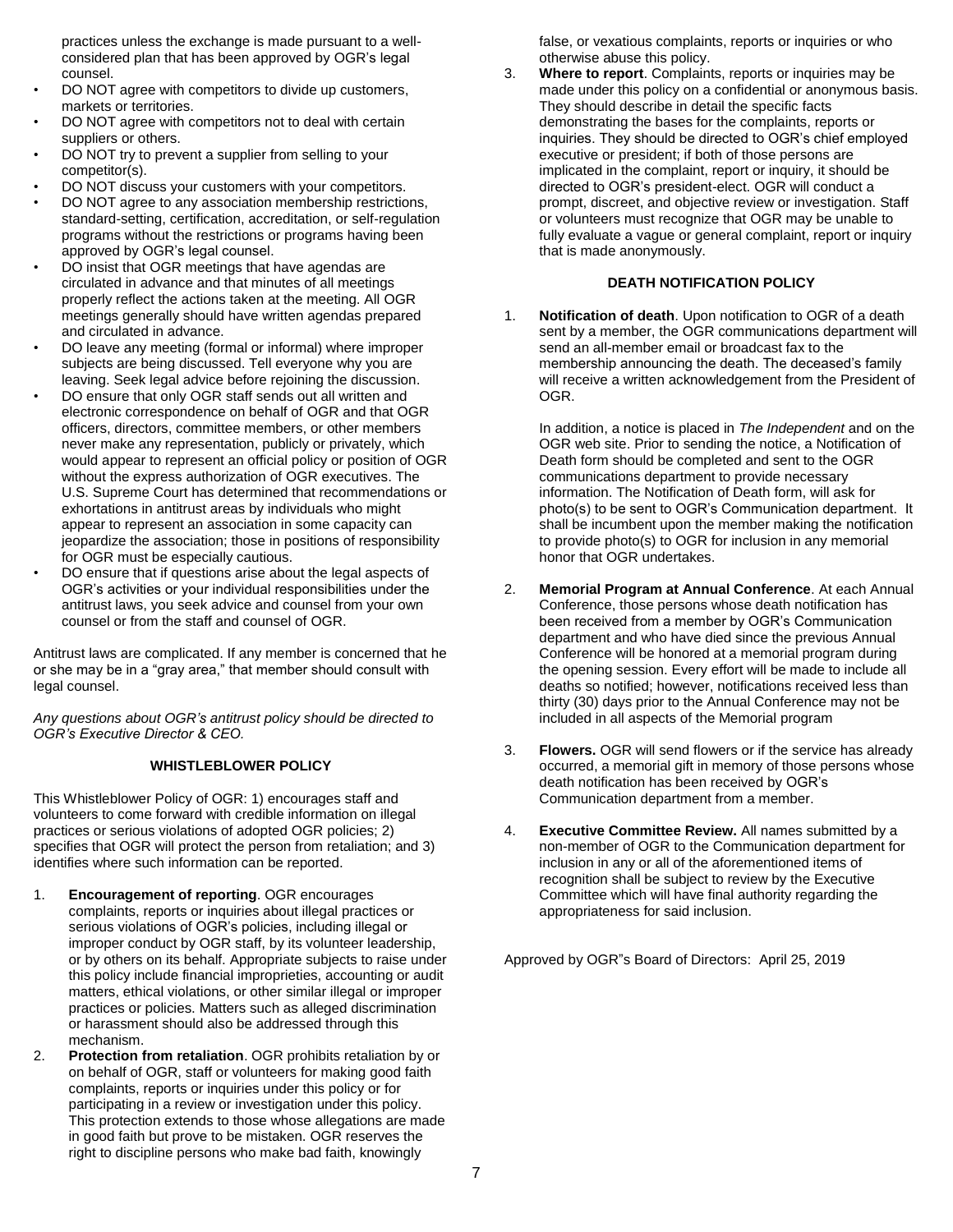practices unless the exchange is made pursuant to a well-considered plan that has been approved by OGR's legal counsel.

- DO NOT agree with competitors to divide up customers, markets or territories.
- DO NOT agree with competitors not to deal with certain suppliers or others.
- DO NOT try to prevent a supplier from selling to your competitor(s).
- DO NOT discuss your customers with your competitors.
- DO NOT agree to any association membership restrictions, standard-setting, certification, accreditation, or self-regulation programs without the restrictions or programs having been approved by OGR's legal counsel.
- DO insist that OGR meetings that have agendas are circulated in advance and that minutes of all meetings properly reflect the actions taken at the meeting. All OGR meetings generally should have written agendas prepared and circulated in advance.
- DO leave any meeting (formal or informal) where improper subjects are being discussed. Tell everyone why you are leaving. Seek legal advice before rejoining the discussion.
- DO ensure that only OGR staff sends out all written and electronic correspondence on behalf of OGR and that OGR officers, directors, committee members, or other members never make any representation, publicly or privately, which would appear to represent an official policy or position of OGR without the express authorization of OGR executives. The U.S. Supreme Court has determined that recommendations or exhortations in antitrust areas by individuals who might appear to represent an association in some capacity can jeopardize the association; those in positions of responsibility for OGR must be especially cautious.
- DO ensure that if questions arise about the legal aspects of OGR's activities or your individual responsibilities under the antitrust laws, you seek advice and counsel from your own counsel or from the staff and counsel of OGR.

Antitrust laws are complicated. If any member is concerned that he or she may be in a "gray area," that member should consult with legal counsel.

*Any questions about OGR's antitrust policy should be directed to OGR's Executive Director & CEO.*

## WHISTLEBLOWER POLICY

This Whistleblower Policy of OGR: 1) encourages staff and volunteers to come forward with credible information on illegal practices or serious violations of adopted OGR policies; 2) specifies that OGR will protect the person from retaliation; and 3) identifies where such information can be reported.

1. **Encouragement of reporting**. OGR encourages complaints, reports or inquiries about illegal practices or serious violations of OGR's policies, including illegal or improper conduct by OGR staff, by its volunteer leadership, or by others on its behalf. Appropriate subjects to raise under this policy include financial improprieties, accounting or audit matters, ethical violations, or other similar illegal or improper practices or policies. Matters such as alleged discrimination or harassment should also be addressed through this mechanism.
2. **Protection from retaliation**. OGR prohibits retaliation by or on behalf of OGR, staff or volunteers for making good faith complaints, reports or inquiries under this policy or for participating in a review or investigation under this policy. This protection extends to those whose allegations are made in good faith but prove to be mistaken. OGR reserves the right to discipline persons who make bad faith, knowingly false, or vexatious complaints, reports or inquiries or who otherwise abuse this policy.
3. **Where to report**. Complaints, reports or inquiries may be made under this policy on a confidential or anonymous basis. They should describe in detail the specific facts demonstrating the bases for the complaints, reports or inquiries. They should be directed to OGR's chief employed executive or president; if both of those persons are implicated in the complaint, report or inquiry, it should be directed to OGR's president-elect. OGR will conduct a prompt, discreet, and objective review or investigation. Staff or volunteers must recognize that OGR may be unable to fully evaluate a vague or general complaint, report or inquiry that is made anonymously.

## DEATH NOTIFICATION POLICY

1. **Notification of death**. Upon notification to OGR of a death sent by a member, the OGR communications department will send an all-member email or broadcast fax to the membership announcing the death. The deceased's family will receive a written acknowledgement from the President of OGR.

   In addition, a notice is placed in *The Independent* and on the OGR web site. Prior to sending the notice, a Notification of Death form should be completed and sent to the OGR communications department to provide necessary information. The Notification of Death form, will ask for photo(s) to be sent to OGR's Communication department. It shall be incumbent upon the member making the notification to provide photo(s) to OGR for inclusion in any memorial honor that OGR undertakes.

2. **Memorial Program at Annual Conference**. At each Annual Conference, those persons whose death notification has been received from a member by OGR's Communication department and who have died since the previous Annual Conference will be honored at a memorial program during the opening session. Every effort will be made to include all deaths so notified; however, notifications received less than thirty (30) days prior to the Annual Conference may not be included in all aspects of the Memorial program

3. **Flowers.** OGR will send flowers or if the service has already occurred, a memorial gift in memory of those persons whose death notification has been received by OGR's Communication department from a member.

4. **Executive Committee Review.** All names submitted by a non-member of OGR to the Communication department for inclusion in any or all of the aforementioned items of recognition shall be subject to review by the Executive Committee which will have final authority regarding the appropriateness for said inclusion.

Approved by OGR"s Board of Directors: April 25, 2019